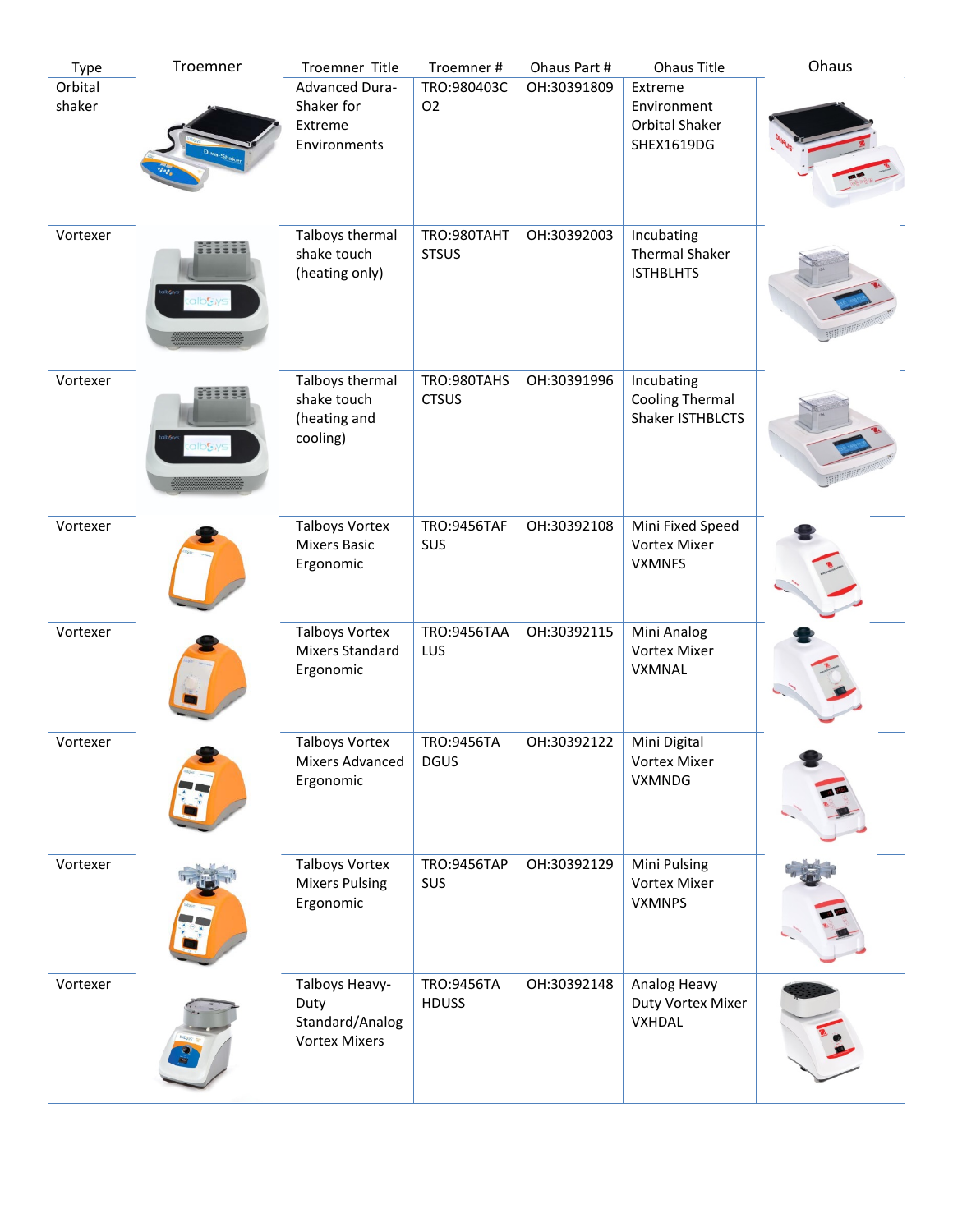| Type | Troemner | Troemner Title | Troemner # | Ohaus Part # | Ohaus Title | Ohaus |
|---|---|---|---|---|---|---|
| Orbital shaker | | Advanced Dura-Shaker for Extreme Environments | TRO:980403CO2 | OH:30391809 | Extreme Environment Orbital Shaker SHEX1619DG | |
| Vortexer | | Talboys thermal shake touch (heating only) | TRO:980TAHTSTSUS | OH:30392003 | Incubating Thermal Shaker ISTHBLHTS | |
| Vortexer | | Talboys thermal shake touch (heating and cooling) | TRO:980TAHSCTSUS | OH:30391996 | Incubating Cooling Thermal Shaker ISTHBLCTS | |
| Vortexer | | Talboys Vortex Mixers Basic Ergonomic | TRO:9456TAFSUS | OH:30392108 | Mini Fixed Speed Vortex Mixer VXMNFS | |
| Vortexer | | Talboys Vortex Mixers Standard Ergonomic | TRO:9456TAALUS | OH:30392115 | Mini Analog Vortex Mixer VXMNAL | |
| Vortexer | | Talboys Vortex Mixers Advanced Ergonomic | TRO:9456TADGUS | OH:30392122 | Mini Digital Vortex Mixer VXMNDG | |
| Vortexer | | Talboys Vortex Mixers Pulsing Ergonomic | TRO:9456TAPSUS | OH:30392129 | Mini Pulsing Vortex Mixer VXMNPS | |
| Vortexer | | Talboys Heavy-Duty Standard/Analog Vortex Mixers | TRO:9456TAHDUSS | OH:30392148 | Analog Heavy Duty Vortex Mixer VXHDAL | |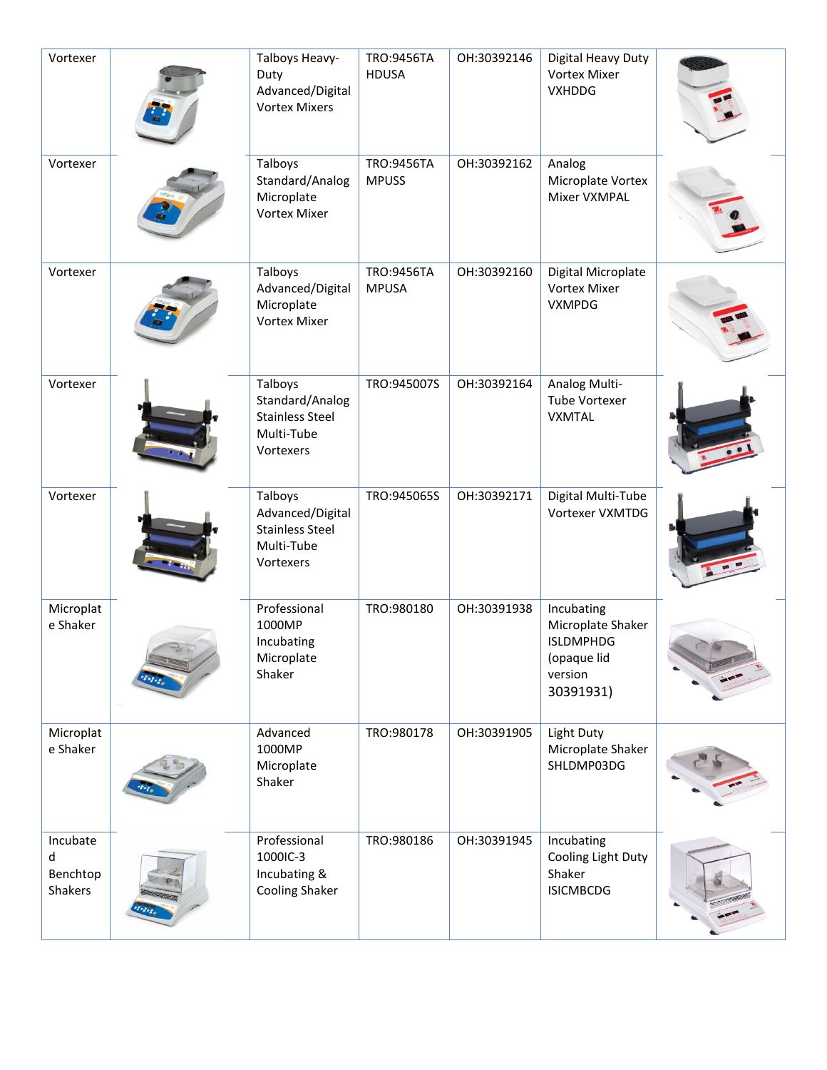| Vortexer | | Talboys Heavy-Duty Advanced/Digital Vortex Mixers | TRO:9456TA HDUSA | OH:30392146 | Digital Heavy Duty Vortex Mixer VXHDDG | |
|---|---|---|---|---|---|---|
| Vortexer | | Talboys Standard/Analog Microplate Vortex Mixer | TRO:9456TA MPUSS | OH:30392162 | Analog Microplate Vortex Mixer VXMPAL | |
| Vortexer | | Talboys Advanced/Digital Microplate Vortex Mixer | TRO:9456TA MPUSA | OH:30392160 | Digital Microplate Vortex Mixer VXMPDG | |
| Vortexer | | Talboys Standard/Analog Stainless Steel Multi-Tube Vortexers | TRO:945007S | OH:30392164 | Analog Multi-Tube Vortexer VXMTAL | |
| Vortexer | | Talboys Advanced/Digital Stainless Steel Multi-Tube Vortexers | TRO:945065S | OH:30392171 | Digital Multi-Tube Vortexer VXMTDG | |
| Microplate Shaker | | Professional 1000MP Incubating Microplate Shaker | TRO:980180 | OH:30391938 | Incubating Microplate Shaker ISLDMPHDG (opaque lid version 30391931) | |
| Microplate Shaker | | Advanced 1000MP Microplate Shaker | TRO:980178 | OH:30391905 | Light Duty Microplate Shaker SHLDMP03DG | |
| Incubated Benchtop Shakers | | Professional 1000IC-3 Incubating & Cooling Shaker | TRO:980186 | OH:30391945 | Incubating Cooling Light Duty Shaker ISICMBCDG | |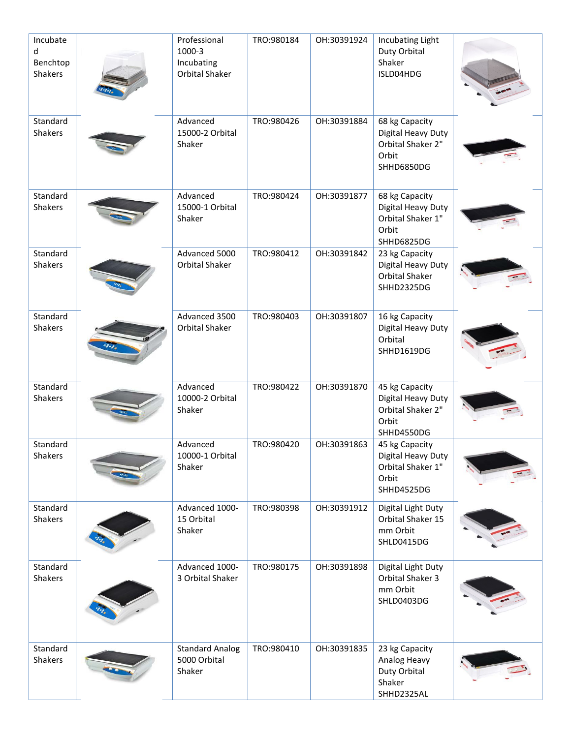| Incubated Benchtop Shakers | | Professional 1000-3 Incubating Orbital Shaker | TRO:980184 | OH:30391924 | Incubating Light Duty Orbital Shaker ISLD04HDG | |
|---|---|---|---|---|---|---|
| Standard Shakers | | Advanced 15000-2 Orbital Shaker | TRO:980426 | OH:30391884 | 68 kg Capacity Digital Heavy Duty Orbital Shaker 2" Orbit SHHD6850DG | |
| Standard Shakers | | Advanced 15000-1 Orbital Shaker | TRO:980424 | OH:30391877 | 68 kg Capacity Digital Heavy Duty Orbital Shaker 1" Orbit SHHD6825DG | |
| Standard Shakers | | Advanced 5000 Orbital Shaker | TRO:980412 | OH:30391842 | 23 kg Capacity Digital Heavy Duty Orbital Shaker SHHD2325DG | |
| Standard Shakers | | Advanced 3500 Orbital Shaker | TRO:980403 | OH:30391807 | 16 kg Capacity Digital Heavy Duty Orbital SHHD1619DG | |
| Standard Shakers | | Advanced 10000-2 Orbital Shaker | TRO:980422 | OH:30391870 | 45 kg Capacity Digital Heavy Duty Orbital Shaker 2" Orbit SHHD4550DG | |
| Standard Shakers | | Advanced 10000-1 Orbital Shaker | TRO:980420 | OH:30391863 | 45 kg Capacity Digital Heavy Duty Orbital Shaker 1" Orbit SHHD4525DG | |
| Standard Shakers | | Advanced 1000-15 Orbital Shaker | TRO:980398 | OH:30391912 | Digital Light Duty Orbital Shaker 15 mm Orbit SHLD0415DG | |
| Standard Shakers | | Advanced 1000-3 Orbital Shaker | TRO:980175 | OH:30391898 | Digital Light Duty Orbital Shaker 3 mm Orbit SHLD0403DG | |
| Standard Shakers | | Standard Analog 5000 Orbital Shaker | TRO:980410 | OH:30391835 | 23 kg Capacity Analog Heavy Duty Orbital Shaker SHHD2325AL | |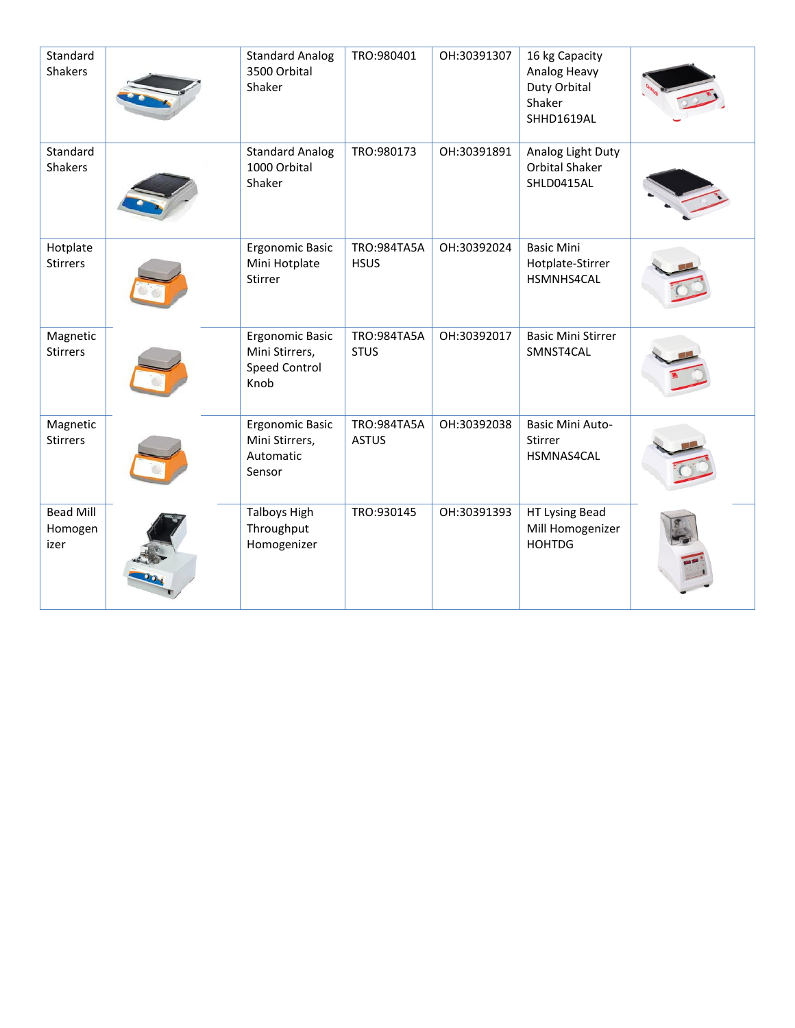| | | | | | | |
|---|---|---|---|---|---|---|
| Standard Shakers | | Standard Analog 3500 Orbital Shaker | TRO:980401 | OH:30391307 | 16 kg Capacity Analog Heavy Duty Orbital Shaker SHHD1619AL | |
| Standard Shakers | | Standard Analog 1000 Orbital Shaker | TRO:980173 | OH:30391891 | Analog Light Duty Orbital Shaker SHLD0415AL | |
| Hotplate Stirrers | | Ergonomic Basic Mini Hotplate Stirrer | TRO:984TA5A HSUS | OH:30392024 | Basic Mini Hotplate-Stirrer HSMNHS4CAL | |
| Magnetic Stirrers | | Ergonomic Basic Mini Stirrers, Speed Control Knob | TRO:984TA5A STUS | OH:30392017 | Basic Mini Stirrer SMNST4CAL | |
| Magnetic Stirrers | | Ergonomic Basic Mini Stirrers, Automatic Sensor | TRO:984TA5A ASTUS | OH:30392038 | Basic Mini Auto-Stirrer HSMNAS4CAL | |
| Bead Mill Homogenizer | | Talboys High Throughput Homogenizer | TRO:930145 | OH:30391393 | HT Lysing Bead Mill Homogenizer HOHTDG | |